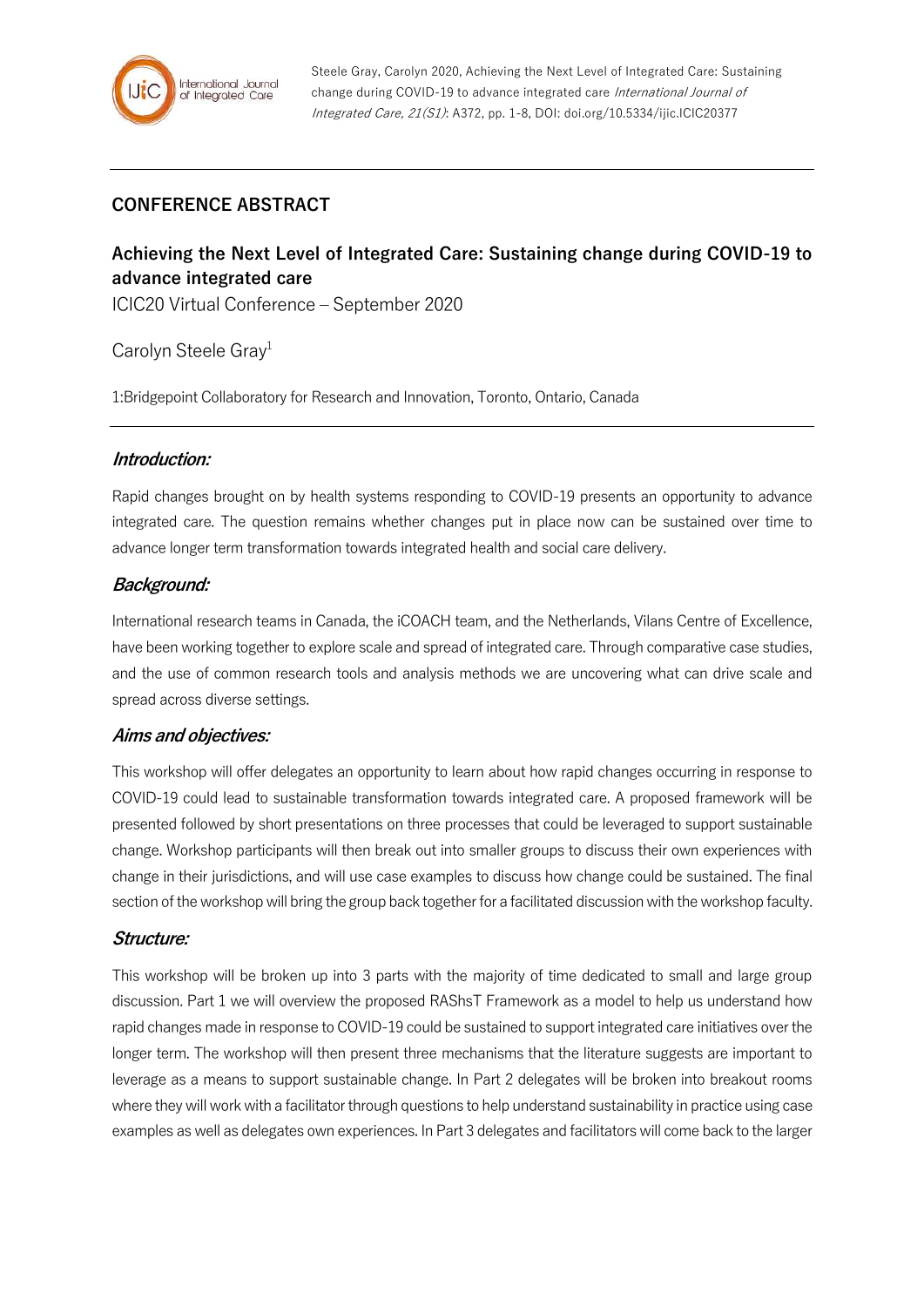Steele Gray, Carolyn 2020, Achieving the Next Level of Integrated Care: Sustaining change during COVID-19 to advance integrated care *International Journal of Integrated Care, 21(S1)*: A372, pp. 1-8, DOI: doi.org/10.5334/ijic.ICIC20377

## CONFERENCE ABSTRACT

# Achieving the Next Level of Integrated Care: Sustaining change during COVID-19 to advance integrated care

ICIC20 Virtual Conference – September 2020

Carolyn Steele Gray[1]

1:Bridgepoint Collaboratory for Research and Innovation, Toronto, Ontario, Canada

### *Introduction:*

Rapid changes brought on by health systems responding to COVID-19 presents an opportunity to advance integrated care. The question remains whether changes put in place now can be sustained over time to advance longer term transformation towards integrated health and social care delivery.

### *Background:*

International research teams in Canada, the iCOACH team, and the Netherlands, Vilans Centre of Excellence, have been working together to explore scale and spread of integrated care. Through comparative case studies, and the use of common research tools and analysis methods we are uncovering what can drive scale and spread across diverse settings.

### *Aims and objectives:*

This workshop will offer delegates an opportunity to learn about how rapid changes occurring in response to COVID-19 could lead to sustainable transformation towards integrated care. A proposed framework will be presented followed by short presentations on three processes that could be leveraged to support sustainable change. Workshop participants will then break out into smaller groups to discuss their own experiences with change in their jurisdictions, and will use case examples to discuss how change could be sustained. The final section of the workshop will bring the group back together for a facilitated discussion with the workshop faculty.

### *Structure:*

This workshop will be broken up into 3 parts with the majority of time dedicated to small and large group discussion. Part 1 we will overview the proposed RAShsT Framework as a model to help us understand how rapid changes made in response to COVID-19 could be sustained to support integrated care initiatives over the longer term. The workshop will then present three mechanisms that the literature suggests are important to leverage as a means to support sustainable change. In Part 2 delegates will be broken into breakout rooms where they will work with a facilitator through questions to help understand sustainability in practice using case examples as well as delegates own experiences. In Part 3 delegates and facilitators will come back to the larger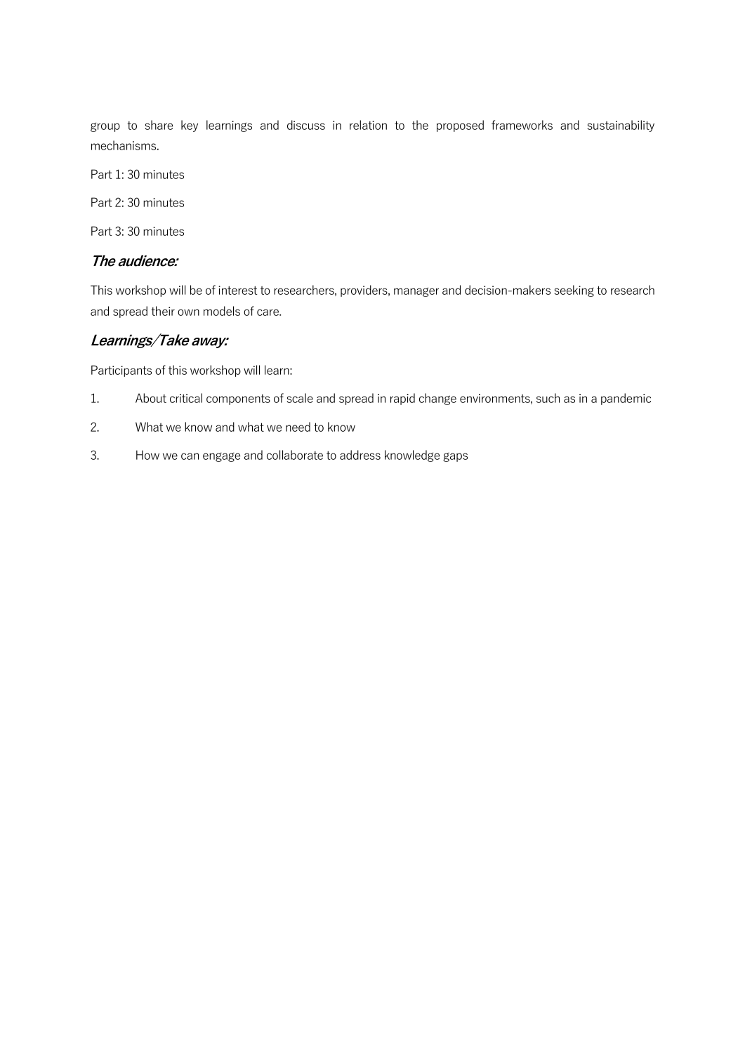group to share key learnings and discuss in relation to the proposed frameworks and sustainability mechanisms.

Part 1: 30 minutes

Part 2: 30 minutes

Part 3: 30 minutes

### *The audience:*

This workshop will be of interest to researchers, providers, manager and decision-makers seeking to research and spread their own models of care.

### *Learnings/Take away:*

Participants of this workshop will learn:

1. About critical components of scale and spread in rapid change environments, such as in a pandemic
2. What we know and what we need to know
3. How we can engage and collaborate to address knowledge gaps